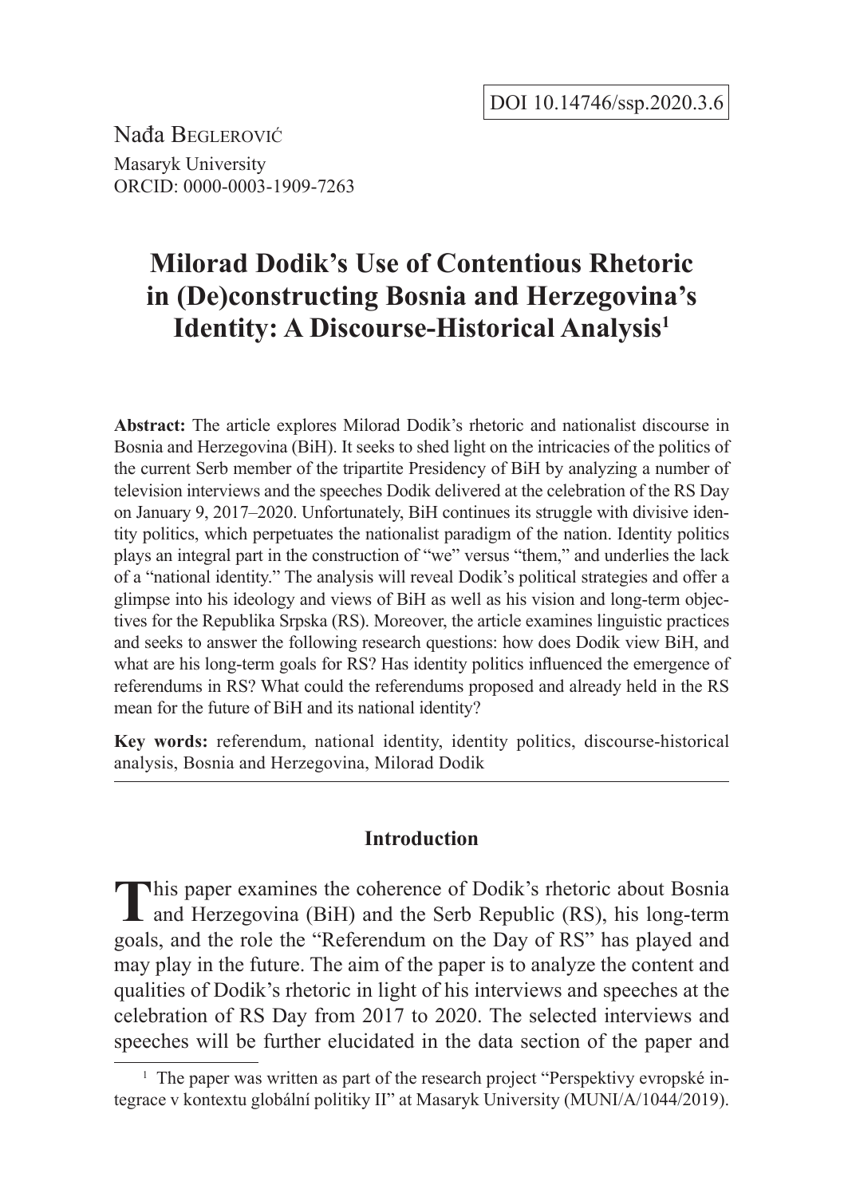DOI 10.14746/ssp.2020.3.6

Nađa Beglerović
Masaryk University
ORCID: 0000-0003-1909-7263

# Milorad Dodik's Use of Contentious Rhetoric in (De)constructing Bosnia and Herzegovina's Identity: A Discourse-Historical Analysis[1]

**Abstract:** The article explores Milorad Dodik's rhetoric and nationalist discourse in Bosnia and Herzegovina (BiH). It seeks to shed light on the intricacies of the politics of the current Serb member of the tripartite Presidency of BiH by analyzing a number of television interviews and the speeches Dodik delivered at the celebration of the RS Day on January 9, 2017–2020. Unfortunately, BiH continues its struggle with divisive identity politics, which perpetuates the nationalist paradigm of the nation. Identity politics plays an integral part in the construction of "we" versus "them," and underlies the lack of a "national identity." The analysis will reveal Dodik's political strategies and offer a glimpse into his ideology and views of BiH as well as his vision and long-term objectives for the Republika Srpska (RS). Moreover, the article examines linguistic practices and seeks to answer the following research questions: how does Dodik view BiH, and what are his long-term goals for RS? Has identity politics influenced the emergence of referendums in RS? What could the referendums proposed and already held in the RS mean for the future of BiH and its national identity?

**Key words:** referendum, national identity, identity politics, discourse-historical analysis, Bosnia and Herzegovina, Milorad Dodik

## Introduction

This paper examines the coherence of Dodik's rhetoric about Bosnia and Herzegovina (BiH) and the Serb Republic (RS), his long-term goals, and the role the "Referendum on the Day of RS" has played and may play in the future. The aim of the paper is to analyze the content and qualities of Dodik's rhetoric in light of his interviews and speeches at the celebration of RS Day from 2017 to 2020. The selected interviews and speeches will be further elucidated in the data section of the paper and

[1] The paper was written as part of the research project "Perspektivy evropské integrace v kontextu globální politiky II" at Masaryk University (MUNI/A/1044/2019).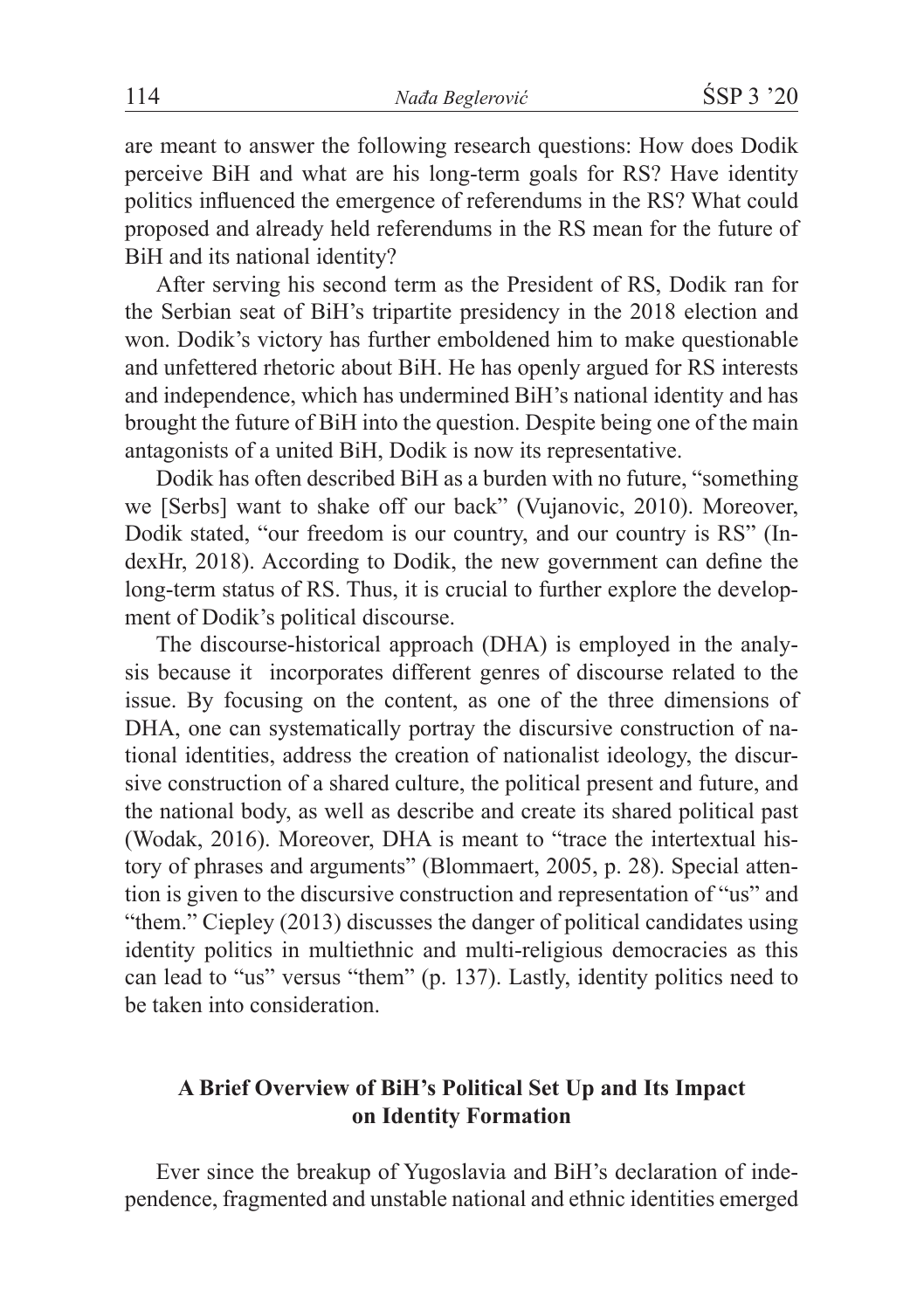are meant to answer the following research questions: How does Dodik perceive BiH and what are his long-term goals for RS? Have identity politics influenced the emergence of referendums in the RS? What could proposed and already held referendums in the RS mean for the future of BiH and its national identity?

After serving his second term as the President of RS, Dodik ran for the Serbian seat of BiH's tripartite presidency in the 2018 election and won. Dodik's victory has further emboldened him to make questionable and unfettered rhetoric about BiH. He has openly argued for RS interests and independence, which has undermined BiH's national identity and has brought the future of BiH into the question. Despite being one of the main antagonists of a united BiH, Dodik is now its representative.

Dodik has often described BiH as a burden with no future, "something we [Serbs] want to shake off our back" (Vujanovic, 2010). Moreover, Dodik stated, "our freedom is our country, and our country is RS" (IndexHr, 2018). According to Dodik, the new government can define the long-term status of RS. Thus, it is crucial to further explore the development of Dodik's political discourse.

The discourse-historical approach (DHA) is employed in the analysis because it incorporates different genres of discourse related to the issue. By focusing on the content, as one of the three dimensions of DHA, one can systematically portray the discursive construction of national identities, address the creation of nationalist ideology, the discursive construction of a shared culture, the political present and future, and the national body, as well as describe and create its shared political past (Wodak, 2016). Moreover, DHA is meant to "trace the intertextual history of phrases and arguments" (Blommaert, 2005, p. 28). Special attention is given to the discursive construction and representation of "us" and "them." Ciepley (2013) discusses the danger of political candidates using identity politics in multiethnic and multi-religious democracies as this can lead to "us" versus "them" (p. 137). Lastly, identity politics need to be taken into consideration.

## A Brief Overview of BiH's Political Set Up and Its Impact on Identity Formation

Ever since the breakup of Yugoslavia and BiH's declaration of independence, fragmented and unstable national and ethnic identities emerged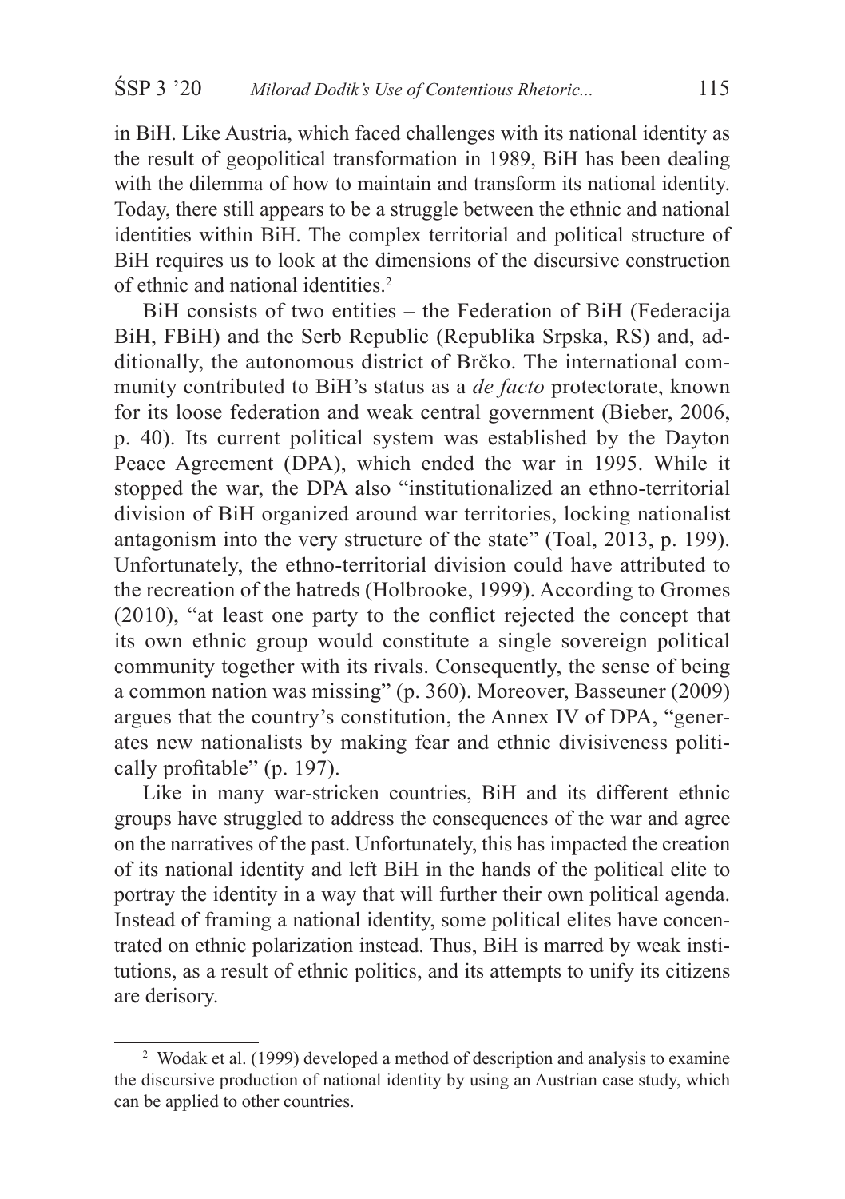in BiH. Like Austria, which faced challenges with its national identity as the result of geopolitical transformation in 1989, BiH has been dealing with the dilemma of how to maintain and transform its national identity. Today, there still appears to be a struggle between the ethnic and national identities within BiH. The complex territorial and political structure of BiH requires us to look at the dimensions of the discursive construction of ethnic and national identities.[2]

BiH consists of two entities – the Federation of BiH (Federacija BiH, FBiH) and the Serb Republic (Republika Srpska, RS) and, additionally, the autonomous district of Brčko. The international community contributed to BiH's status as a *de facto* protectorate, known for its loose federation and weak central government (Bieber, 2006, p. 40). Its current political system was established by the Dayton Peace Agreement (DPA), which ended the war in 1995. While it stopped the war, the DPA also "institutionalized an ethno-territorial division of BiH organized around war territories, locking nationalist antagonism into the very structure of the state" (Toal, 2013, p. 199). Unfortunately, the ethno-territorial division could have attributed to the recreation of the hatreds (Holbrooke, 1999). According to Gromes (2010), "at least one party to the conflict rejected the concept that its own ethnic group would constitute a single sovereign political community together with its rivals. Consequently, the sense of being a common nation was missing" (p. 360). Moreover, Basseuner (2009) argues that the country's constitution, the Annex IV of DPA, "generates new nationalists by making fear and ethnic divisiveness politically profitable" (p. 197).

Like in many war-stricken countries, BiH and its different ethnic groups have struggled to address the consequences of the war and agree on the narratives of the past. Unfortunately, this has impacted the creation of its national identity and left BiH in the hands of the political elite to portray the identity in a way that will further their own political agenda. Instead of framing a national identity, some political elites have concentrated on ethnic polarization instead. Thus, BiH is marred by weak institutions, as a result of ethnic politics, and its attempts to unify its citizens are derisory.

---

[2] Wodak et al. (1999) developed a method of description and analysis to examine the discursive production of national identity by using an Austrian case study, which can be applied to other countries.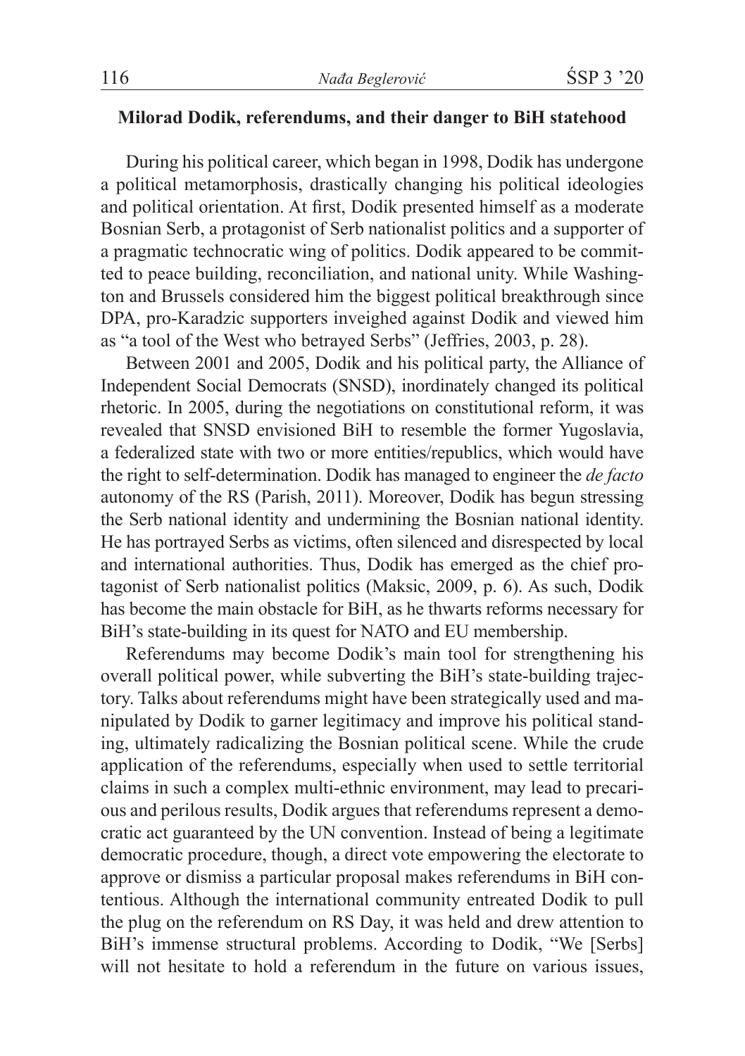**Milorad Dodik, referendums, and their danger to BiH statehood**

During his political career, which began in 1998, Dodik has undergone a political metamorphosis, drastically changing his political ideologies and political orientation. At first, Dodik presented himself as a moderate Bosnian Serb, a protagonist of Serb nationalist politics and a supporter of a pragmatic technocratic wing of politics. Dodik appeared to be committed to peace building, reconciliation, and national unity. While Washington and Brussels considered him the biggest political breakthrough since DPA, pro-Karadzic supporters inveighed against Dodik and viewed him as "a tool of the West who betrayed Serbs" (Jeffries, 2003, p. 28).

Between 2001 and 2005, Dodik and his political party, the Alliance of Independent Social Democrats (SNSD), inordinately changed its political rhetoric. In 2005, during the negotiations on constitutional reform, it was revealed that SNSD envisioned BiH to resemble the former Yugoslavia, a federalized state with two or more entities/republics, which would have the right to self-determination. Dodik has managed to engineer the *de facto* autonomy of the RS (Parish, 2011). Moreover, Dodik has begun stressing the Serb national identity and undermining the Bosnian national identity. He has portrayed Serbs as victims, often silenced and disrespected by local and international authorities. Thus, Dodik has emerged as the chief protagonist of Serb nationalist politics (Maksic, 2009, p. 6). As such, Dodik has become the main obstacle for BiH, as he thwarts reforms necessary for BiH's state-building in its quest for NATO and EU membership.

Referendums may become Dodik's main tool for strengthening his overall political power, while subverting the BiH's state-building trajectory. Talks about referendums might have been strategically used and manipulated by Dodik to garner legitimacy and improve his political standing, ultimately radicalizing the Bosnian political scene. While the crude application of the referendums, especially when used to settle territorial claims in such a complex multi-ethnic environment, may lead to precarious and perilous results, Dodik argues that referendums represent a democratic act guaranteed by the UN convention. Instead of being a legitimate democratic procedure, though, a direct vote empowering the electorate to approve or dismiss a particular proposal makes referendums in BiH contentious. Although the international community entreated Dodik to pull the plug on the referendum on RS Day, it was held and drew attention to BiH's immense structural problems. According to Dodik, "We [Serbs] will not hesitate to hold a referendum in the future on various issues,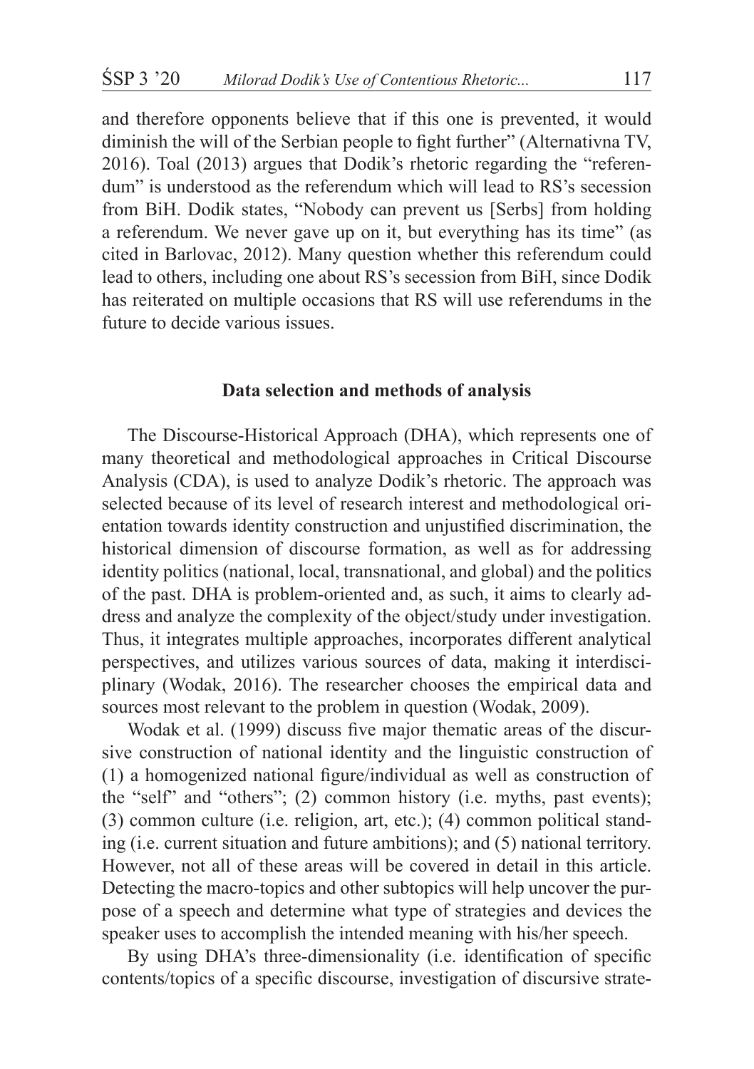and therefore opponents believe that if this one is prevented, it would diminish the will of the Serbian people to fight further" (Alternativna TV, 2016). Toal (2013) argues that Dodik's rhetoric regarding the "referendum" is understood as the referendum which will lead to RS's secession from BiH. Dodik states, "Nobody can prevent us [Serbs] from holding a referendum. We never gave up on it, but everything has its time" (as cited in Barlovac, 2012). Many question whether this referendum could lead to others, including one about RS's secession from BiH, since Dodik has reiterated on multiple occasions that RS will use referendums in the future to decide various issues.

## Data selection and methods of analysis

The Discourse-Historical Approach (DHA), which represents one of many theoretical and methodological approaches in Critical Discourse Analysis (CDA), is used to analyze Dodik's rhetoric. The approach was selected because of its level of research interest and methodological orientation towards identity construction and unjustified discrimination, the historical dimension of discourse formation, as well as for addressing identity politics (national, local, transnational, and global) and the politics of the past. DHA is problem-oriented and, as such, it aims to clearly address and analyze the complexity of the object/study under investigation. Thus, it integrates multiple approaches, incorporates different analytical perspectives, and utilizes various sources of data, making it interdisciplinary (Wodak, 2016). The researcher chooses the empirical data and sources most relevant to the problem in question (Wodak, 2009).

Wodak et al. (1999) discuss five major thematic areas of the discursive construction of national identity and the linguistic construction of (1) a homogenized national figure/individual as well as construction of the "self" and "others"; (2) common history (i.e. myths, past events); (3) common culture (i.e. religion, art, etc.); (4) common political standing (i.e. current situation and future ambitions); and (5) national territory. However, not all of these areas will be covered in detail in this article. Detecting the macro-topics and other subtopics will help uncover the purpose of a speech and determine what type of strategies and devices the speaker uses to accomplish the intended meaning with his/her speech.

By using DHA's three-dimensionality (i.e. identification of specific contents/topics of a specific discourse, investigation of discursive strate-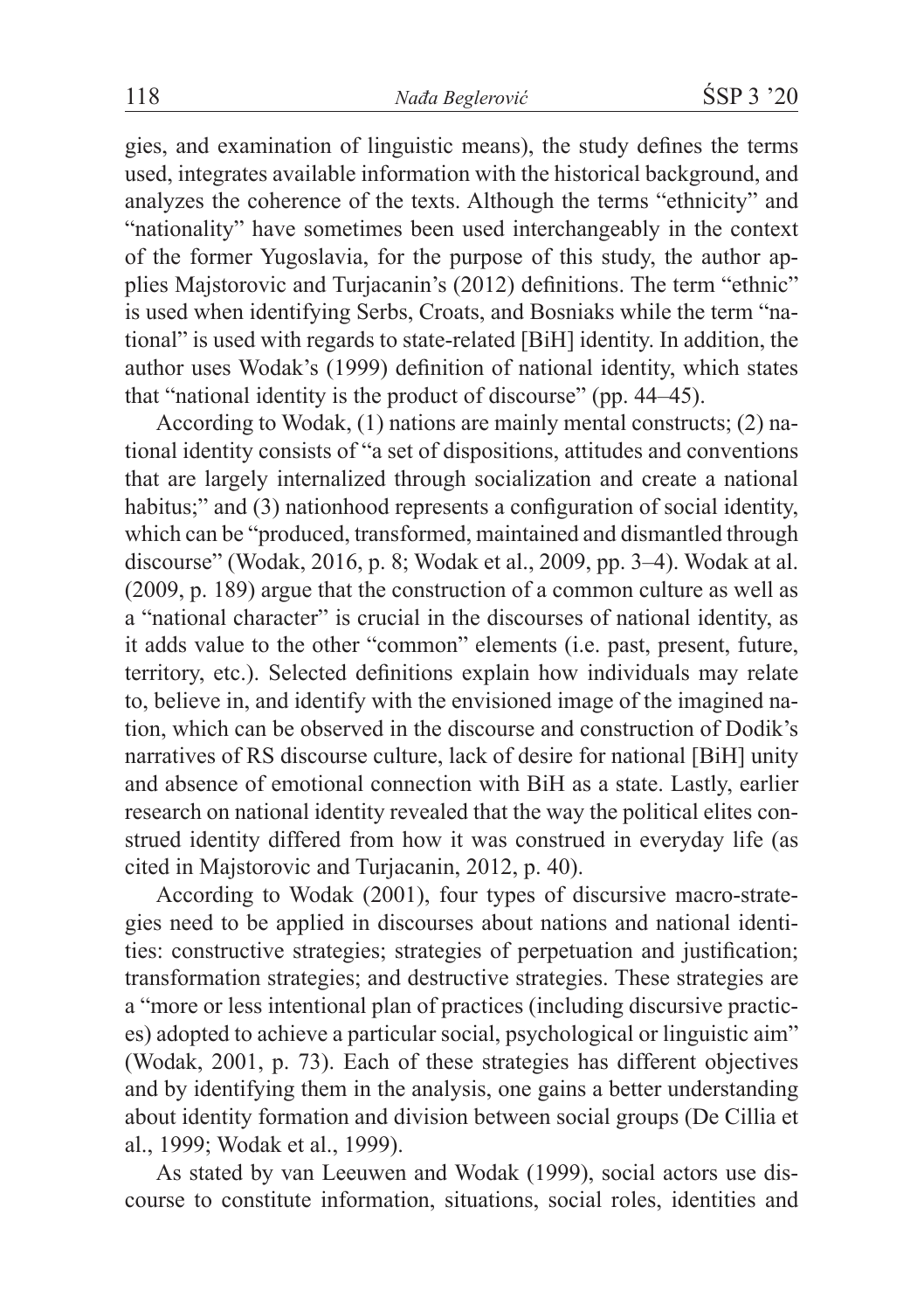gies, and examination of linguistic means), the study defines the terms used, integrates available information with the historical background, and analyzes the coherence of the texts. Although the terms "ethnicity" and "nationality" have sometimes been used interchangeably in the context of the former Yugoslavia, for the purpose of this study, the author applies Majstorovic and Turjacanin's (2012) definitions. The term "ethnic" is used when identifying Serbs, Croats, and Bosniaks while the term "national" is used with regards to state-related [BiH] identity. In addition, the author uses Wodak's (1999) definition of national identity, which states that "national identity is the product of discourse" (pp. 44–45).

According to Wodak, (1) nations are mainly mental constructs; (2) national identity consists of "a set of dispositions, attitudes and conventions that are largely internalized through socialization and create a national habitus;" and (3) nationhood represents a configuration of social identity, which can be "produced, transformed, maintained and dismantled through discourse" (Wodak, 2016, p. 8; Wodak et al., 2009, pp. 3–4). Wodak at al. (2009, p. 189) argue that the construction of a common culture as well as a "national character" is crucial in the discourses of national identity, as it adds value to the other "common" elements (i.e. past, present, future, territory, etc.). Selected definitions explain how individuals may relate to, believe in, and identify with the envisioned image of the imagined nation, which can be observed in the discourse and construction of Dodik's narratives of RS discourse culture, lack of desire for national [BiH] unity and absence of emotional connection with BiH as a state. Lastly, earlier research on national identity revealed that the way the political elites construed identity differed from how it was construed in everyday life (as cited in Majstorovic and Turjacanin, 2012, p. 40).

According to Wodak (2001), four types of discursive macro-strategies need to be applied in discourses about nations and national identities: constructive strategies; strategies of perpetuation and justification; transformation strategies; and destructive strategies. These strategies are a "more or less intentional plan of practices (including discursive practices) adopted to achieve a particular social, psychological or linguistic aim" (Wodak, 2001, p. 73). Each of these strategies has different objectives and by identifying them in the analysis, one gains a better understanding about identity formation and division between social groups (De Cillia et al., 1999; Wodak et al., 1999).

As stated by van Leeuwen and Wodak (1999), social actors use discourse to constitute information, situations, social roles, identities and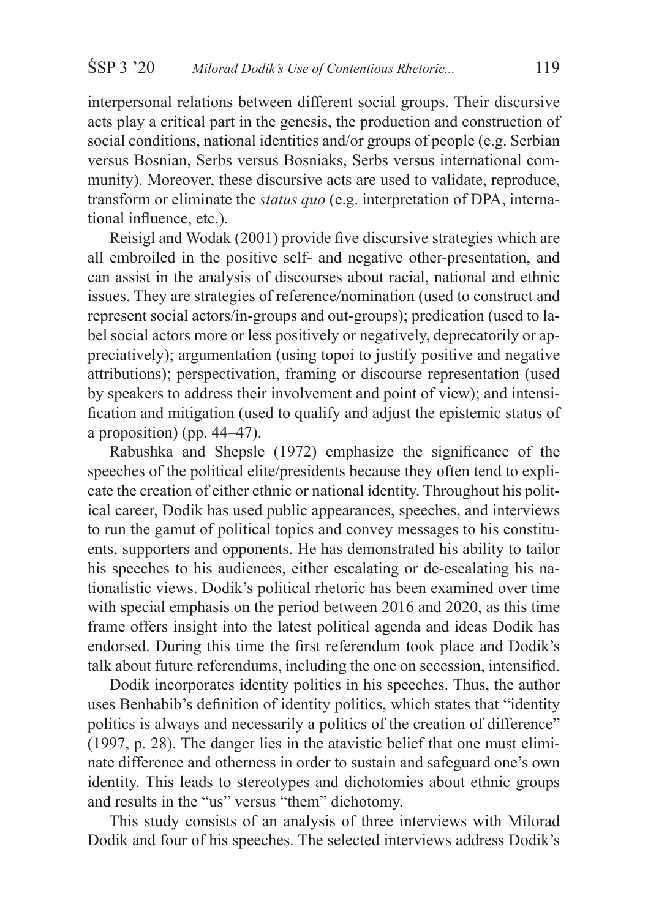interpersonal relations between different social groups. Their discursive acts play a critical part in the genesis, the production and construction of social conditions, national identities and/or groups of people (e.g. Serbian versus Bosnian, Serbs versus Bosniaks, Serbs versus international community). Moreover, these discursive acts are used to validate, reproduce, transform or eliminate the *status quo* (e.g. interpretation of DPA, international influence, etc.).

Reisigl and Wodak (2001) provide five discursive strategies which are all embroiled in the positive self- and negative other-presentation, and can assist in the analysis of discourses about racial, national and ethnic issues. They are strategies of reference/nomination (used to construct and represent social actors/in-groups and out-groups); predication (used to label social actors more or less positively or negatively, deprecatorily or appreciatively); argumentation (using topoi to justify positive and negative attributions); perspectivation, framing or discourse representation (used by speakers to address their involvement and point of view); and intensification and mitigation (used to qualify and adjust the epistemic status of a proposition) (pp. 44–47).

Rabushka and Shepsle (1972) emphasize the significance of the speeches of the political elite/presidents because they often tend to explicate the creation of either ethnic or national identity. Throughout his political career, Dodik has used public appearances, speeches, and interviews to run the gamut of political topics and convey messages to his constituents, supporters and opponents. He has demonstrated his ability to tailor his speeches to his audiences, either escalating or de-escalating his nationalistic views. Dodik's political rhetoric has been examined over time with special emphasis on the period between 2016 and 2020, as this time frame offers insight into the latest political agenda and ideas Dodik has endorsed. During this time the first referendum took place and Dodik's talk about future referendums, including the one on secession, intensified.

Dodik incorporates identity politics in his speeches. Thus, the author uses Benhabib's definition of identity politics, which states that "identity politics is always and necessarily a politics of the creation of difference" (1997, p. 28). The danger lies in the atavistic belief that one must eliminate difference and otherness in order to sustain and safeguard one's own identity. This leads to stereotypes and dichotomies about ethnic groups and results in the "us" versus "them" dichotomy.

This study consists of an analysis of three interviews with Milorad Dodik and four of his speeches. The selected interviews address Dodik's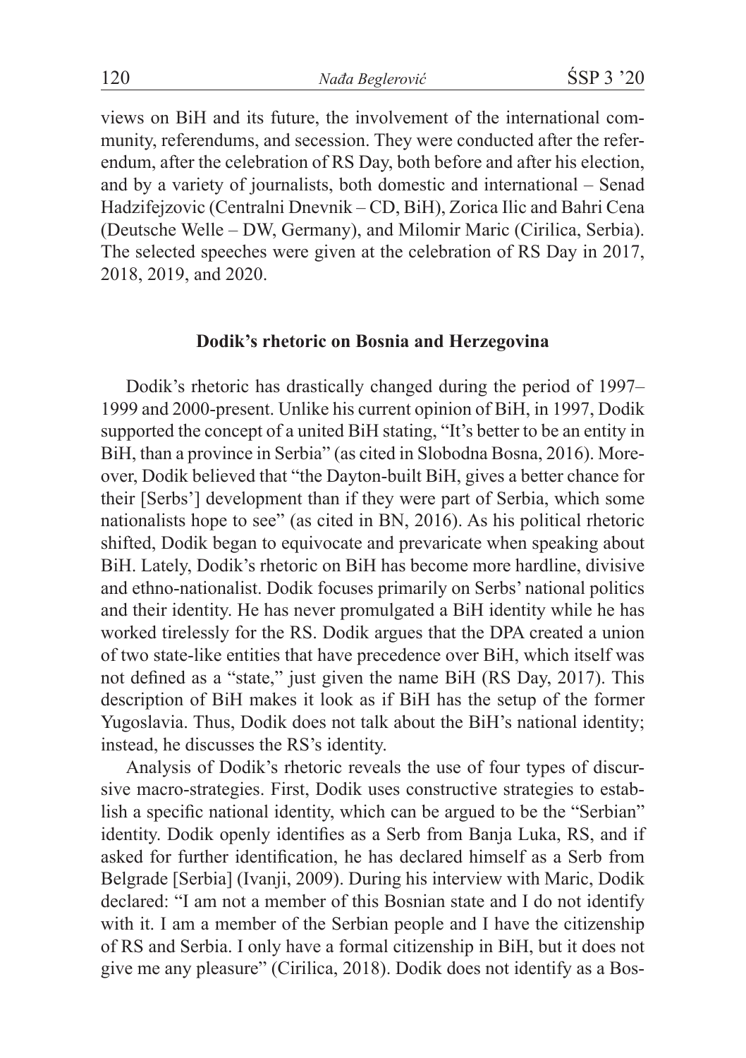views on BiH and its future, the involvement of the international community, referendums, and secession. They were conducted after the referendum, after the celebration of RS Day, both before and after his election, and by a variety of journalists, both domestic and international – Senad Hadzifejzovic (Centralni Dnevnik – CD, BiH), Zorica Ilic and Bahri Cena (Deutsche Welle – DW, Germany), and Milomir Maric (Cirilica, Serbia). The selected speeches were given at the celebration of RS Day in 2017, 2018, 2019, and 2020.

## Dodik's rhetoric on Bosnia and Herzegovina

Dodik's rhetoric has drastically changed during the period of 1997–1999 and 2000-present. Unlike his current opinion of BiH, in 1997, Dodik supported the concept of a united BiH stating, "It's better to be an entity in BiH, than a province in Serbia" (as cited in Slobodna Bosna, 2016). Moreover, Dodik believed that "the Dayton-built BiH, gives a better chance for their [Serbs'] development than if they were part of Serbia, which some nationalists hope to see" (as cited in BN, 2016). As his political rhetoric shifted, Dodik began to equivocate and prevaricate when speaking about BiH. Lately, Dodik's rhetoric on BiH has become more hardline, divisive and ethno-nationalist. Dodik focuses primarily on Serbs' national politics and their identity. He has never promulgated a BiH identity while he has worked tirelessly for the RS. Dodik argues that the DPA created a union of two state-like entities that have precedence over BiH, which itself was not defined as a "state," just given the name BiH (RS Day, 2017). This description of BiH makes it look as if BiH has the setup of the former Yugoslavia. Thus, Dodik does not talk about the BiH's national identity; instead, he discusses the RS's identity.

Analysis of Dodik's rhetoric reveals the use of four types of discursive macro-strategies. First, Dodik uses constructive strategies to establish a specific national identity, which can be argued to be the "Serbian" identity. Dodik openly identifies as a Serb from Banja Luka, RS, and if asked for further identification, he has declared himself as a Serb from Belgrade [Serbia] (Ivanji, 2009). During his interview with Maric, Dodik declared: "I am not a member of this Bosnian state and I do not identify with it. I am a member of the Serbian people and I have the citizenship of RS and Serbia. I only have a formal citizenship in BiH, but it does not give me any pleasure" (Cirilica, 2018). Dodik does not identify as a Bos-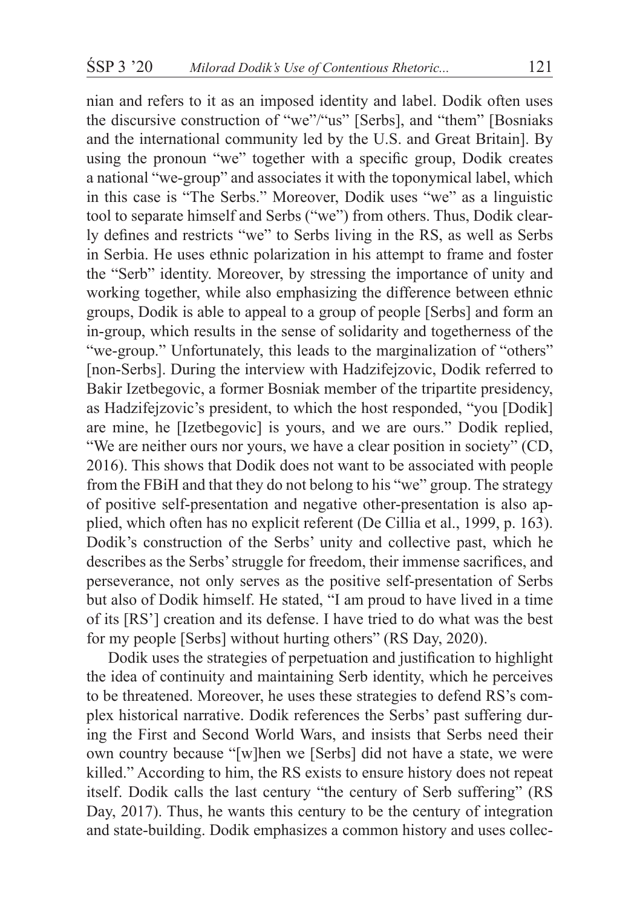nian and refers to it as an imposed identity and label. Dodik often uses the discursive construction of "we"/"us" [Serbs], and "them" [Bosniaks and the international community led by the U.S. and Great Britain]. By using the pronoun "we" together with a specific group, Dodik creates a national "we-group" and associates it with the toponymical label, which in this case is "The Serbs." Moreover, Dodik uses "we" as a linguistic tool to separate himself and Serbs ("we") from others. Thus, Dodik clearly defines and restricts "we" to Serbs living in the RS, as well as Serbs in Serbia. He uses ethnic polarization in his attempt to frame and foster the "Serb" identity. Moreover, by stressing the importance of unity and working together, while also emphasizing the difference between ethnic groups, Dodik is able to appeal to a group of people [Serbs] and form an in-group, which results in the sense of solidarity and togetherness of the "we-group." Unfortunately, this leads to the marginalization of "others" [non-Serbs]. During the interview with Hadzifejzovic, Dodik referred to Bakir Izetbegovic, a former Bosniak member of the tripartite presidency, as Hadzifejzovic's president, to which the host responded, "you [Dodik] are mine, he [Izetbegovic] is yours, and we are ours." Dodik replied, "We are neither ours nor yours, we have a clear position in society" (CD, 2016). This shows that Dodik does not want to be associated with people from the FBiH and that they do not belong to his "we" group. The strategy of positive self-presentation and negative other-presentation is also applied, which often has no explicit referent (De Cillia et al., 1999, p. 163). Dodik's construction of the Serbs' unity and collective past, which he describes as the Serbs' struggle for freedom, their immense sacrifices, and perseverance, not only serves as the positive self-presentation of Serbs but also of Dodik himself. He stated, "I am proud to have lived in a time of its [RS'] creation and its defense. I have tried to do what was the best for my people [Serbs] without hurting others" (RS Day, 2020).

Dodik uses the strategies of perpetuation and justification to highlight the idea of continuity and maintaining Serb identity, which he perceives to be threatened. Moreover, he uses these strategies to defend RS's complex historical narrative. Dodik references the Serbs' past suffering during the First and Second World Wars, and insists that Serbs need their own country because "[w]hen we [Serbs] did not have a state, we were killed." According to him, the RS exists to ensure history does not repeat itself. Dodik calls the last century "the century of Serb suffering" (RS Day, 2017). Thus, he wants this century to be the century of integration and state-building. Dodik emphasizes a common history and uses collec-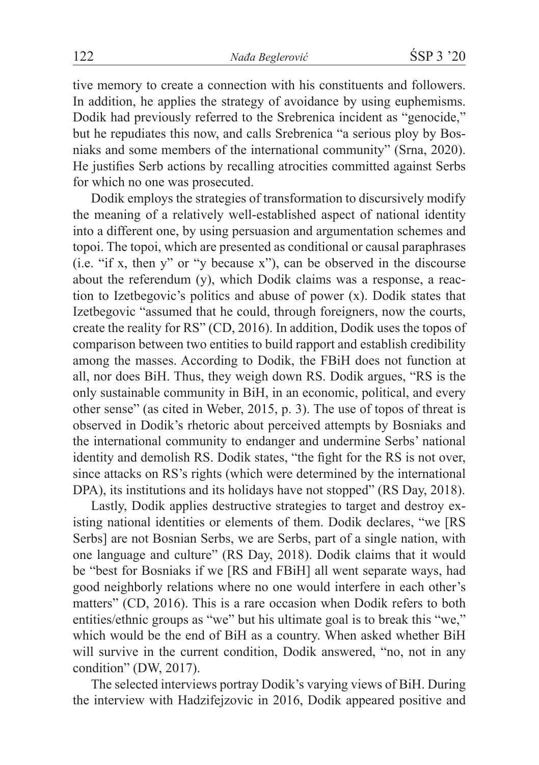tive memory to create a connection with his constituents and followers. In addition, he applies the strategy of avoidance by using euphemisms. Dodik had previously referred to the Srebrenica incident as "genocide," but he repudiates this now, and calls Srebrenica "a serious ploy by Bosniaks and some members of the international community" (Srna, 2020). He justifies Serb actions by recalling atrocities committed against Serbs for which no one was prosecuted.

Dodik employs the strategies of transformation to discursively modify the meaning of a relatively well-established aspect of national identity into a different one, by using persuasion and argumentation schemes and topoi. The topoi, which are presented as conditional or causal paraphrases (i.e. "if x, then y" or "y because x"), can be observed in the discourse about the referendum (y), which Dodik claims was a response, a reaction to Izetbegovic's politics and abuse of power (x). Dodik states that Izetbegovic "assumed that he could, through foreigners, now the courts, create the reality for RS" (CD, 2016). In addition, Dodik uses the topos of comparison between two entities to build rapport and establish credibility among the masses. According to Dodik, the FBiH does not function at all, nor does BiH. Thus, they weigh down RS. Dodik argues, "RS is the only sustainable community in BiH, in an economic, political, and every other sense" (as cited in Weber, 2015, p. 3). The use of topos of threat is observed in Dodik's rhetoric about perceived attempts by Bosniaks and the international community to endanger and undermine Serbs' national identity and demolish RS. Dodik states, "the fight for the RS is not over, since attacks on RS's rights (which were determined by the international DPA), its institutions and its holidays have not stopped" (RS Day, 2018).

Lastly, Dodik applies destructive strategies to target and destroy existing national identities or elements of them. Dodik declares, "we [RS Serbs] are not Bosnian Serbs, we are Serbs, part of a single nation, with one language and culture" (RS Day, 2018). Dodik claims that it would be "best for Bosniaks if we [RS and FBiH] all went separate ways, had good neighborly relations where no one would interfere in each other's matters" (CD, 2016). This is a rare occasion when Dodik refers to both entities/ethnic groups as "we" but his ultimate goal is to break this "we," which would be the end of BiH as a country. When asked whether BiH will survive in the current condition, Dodik answered, "no, not in any condition" (DW, 2017).

The selected interviews portray Dodik's varying views of BiH. During the interview with Hadzifejzovic in 2016, Dodik appeared positive and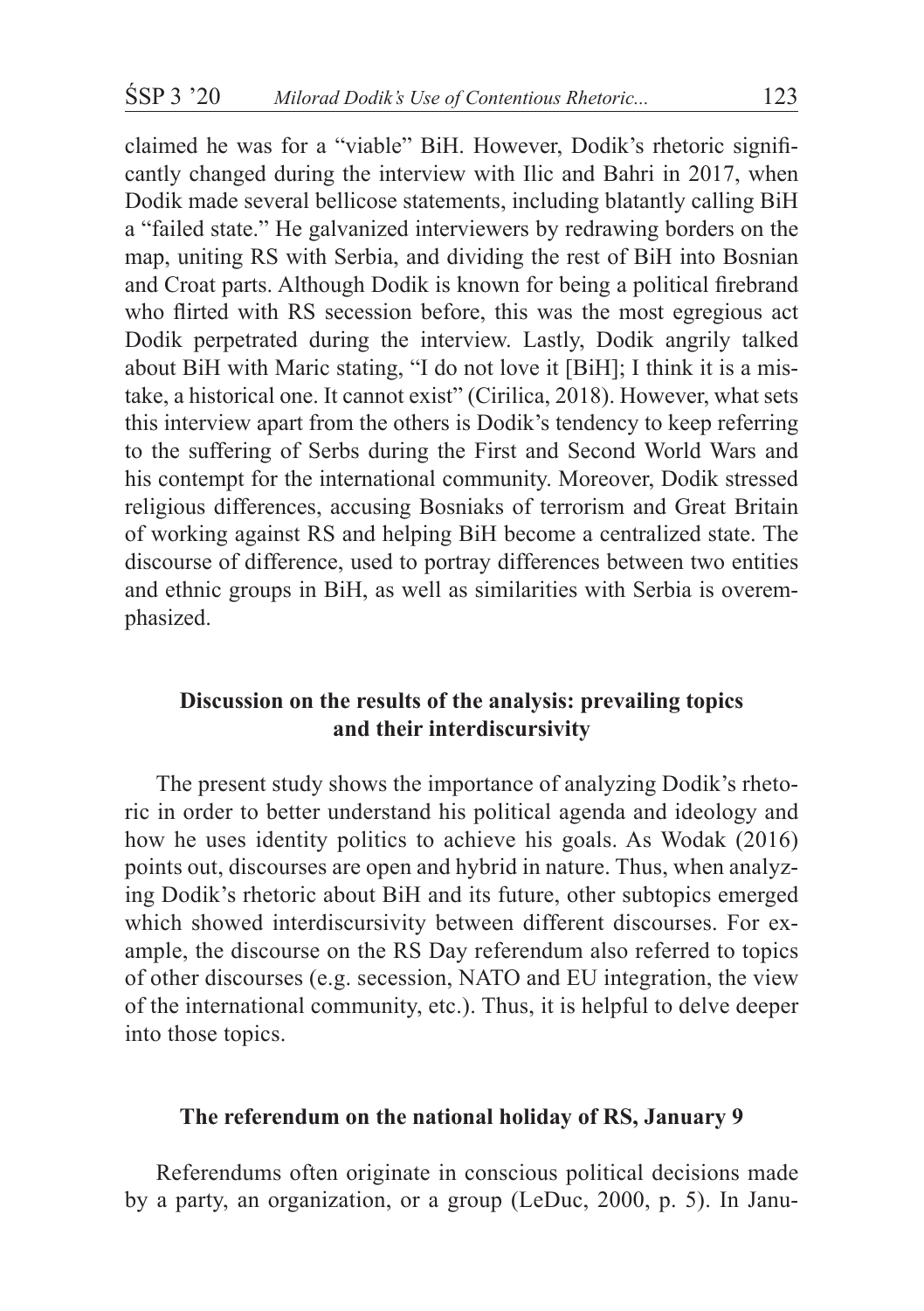claimed he was for a "viable" BiH. However, Dodik's rhetoric significantly changed during the interview with Ilic and Bahri in 2017, when Dodik made several bellicose statements, including blatantly calling BiH a "failed state." He galvanized interviewers by redrawing borders on the map, uniting RS with Serbia, and dividing the rest of BiH into Bosnian and Croat parts. Although Dodik is known for being a political firebrand who flirted with RS secession before, this was the most egregious act Dodik perpetrated during the interview. Lastly, Dodik angrily talked about BiH with Maric stating, "I do not love it [BiH]; I think it is a mistake, a historical one. It cannot exist" (Cirilica, 2018). However, what sets this interview apart from the others is Dodik's tendency to keep referring to the suffering of Serbs during the First and Second World Wars and his contempt for the international community. Moreover, Dodik stressed religious differences, accusing Bosniaks of terrorism and Great Britain of working against RS and helping BiH become a centralized state. The discourse of difference, used to portray differences between two entities and ethnic groups in BiH, as well as similarities with Serbia is overemphasized.

## Discussion on the results of the analysis: prevailing topics and their interdiscursivity

The present study shows the importance of analyzing Dodik's rhetoric in order to better understand his political agenda and ideology and how he uses identity politics to achieve his goals. As Wodak (2016) points out, discourses are open and hybrid in nature. Thus, when analyzing Dodik's rhetoric about BiH and its future, other subtopics emerged which showed interdiscursivity between different discourses. For example, the discourse on the RS Day referendum also referred to topics of other discourses (e.g. secession, NATO and EU integration, the view of the international community, etc.). Thus, it is helpful to delve deeper into those topics.

### The referendum on the national holiday of RS, January 9

Referendums often originate in conscious political decisions made by a party, an organization, or a group (LeDuc, 2000, p. 5). In Janu-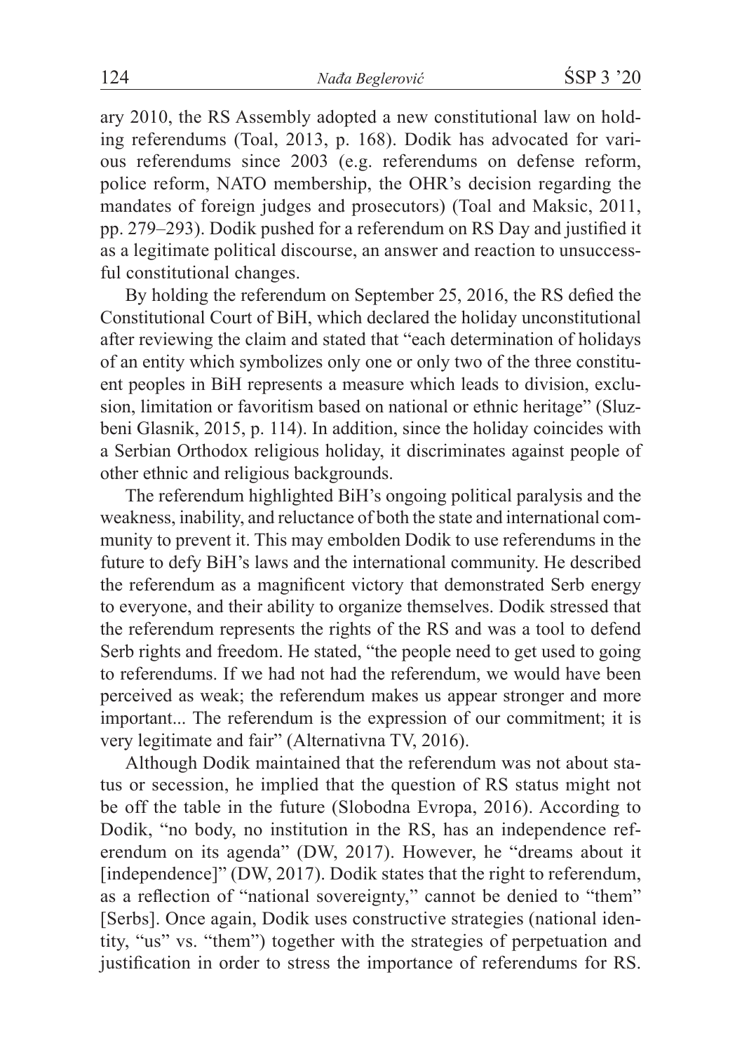ary 2010, the RS Assembly adopted a new constitutional law on holding referendums (Toal, 2013, p. 168). Dodik has advocated for various referendums since 2003 (e.g. referendums on defense reform, police reform, NATO membership, the OHR's decision regarding the mandates of foreign judges and prosecutors) (Toal and Maksic, 2011, pp. 279–293). Dodik pushed for a referendum on RS Day and justified it as a legitimate political discourse, an answer and reaction to unsuccessful constitutional changes.

By holding the referendum on September 25, 2016, the RS defied the Constitutional Court of BiH, which declared the holiday unconstitutional after reviewing the claim and stated that "each determination of holidays of an entity which symbolizes only one or only two of the three constituent peoples in BiH represents a measure which leads to division, exclusion, limitation or favoritism based on national or ethnic heritage" (Sluzbeni Glasnik, 2015, p. 114). In addition, since the holiday coincides with a Serbian Orthodox religious holiday, it discriminates against people of other ethnic and religious backgrounds.

The referendum highlighted BiH's ongoing political paralysis and the weakness, inability, and reluctance of both the state and international community to prevent it. This may embolden Dodik to use referendums in the future to defy BiH's laws and the international community. He described the referendum as a magnificent victory that demonstrated Serb energy to everyone, and their ability to organize themselves. Dodik stressed that the referendum represents the rights of the RS and was a tool to defend Serb rights and freedom. He stated, "the people need to get used to going to referendums. If we had not had the referendum, we would have been perceived as weak; the referendum makes us appear stronger and more important... The referendum is the expression of our commitment; it is very legitimate and fair" (Alternativna TV, 2016).

Although Dodik maintained that the referendum was not about status or secession, he implied that the question of RS status might not be off the table in the future (Slobodna Evropa, 2016). According to Dodik, "no body, no institution in the RS, has an independence referendum on its agenda" (DW, 2017). However, he "dreams about it [independence]" (DW, 2017). Dodik states that the right to referendum, as a reflection of "national sovereignty," cannot be denied to "them" [Serbs]. Once again, Dodik uses constructive strategies (national identity, "us" vs. "them") together with the strategies of perpetuation and justification in order to stress the importance of referendums for RS.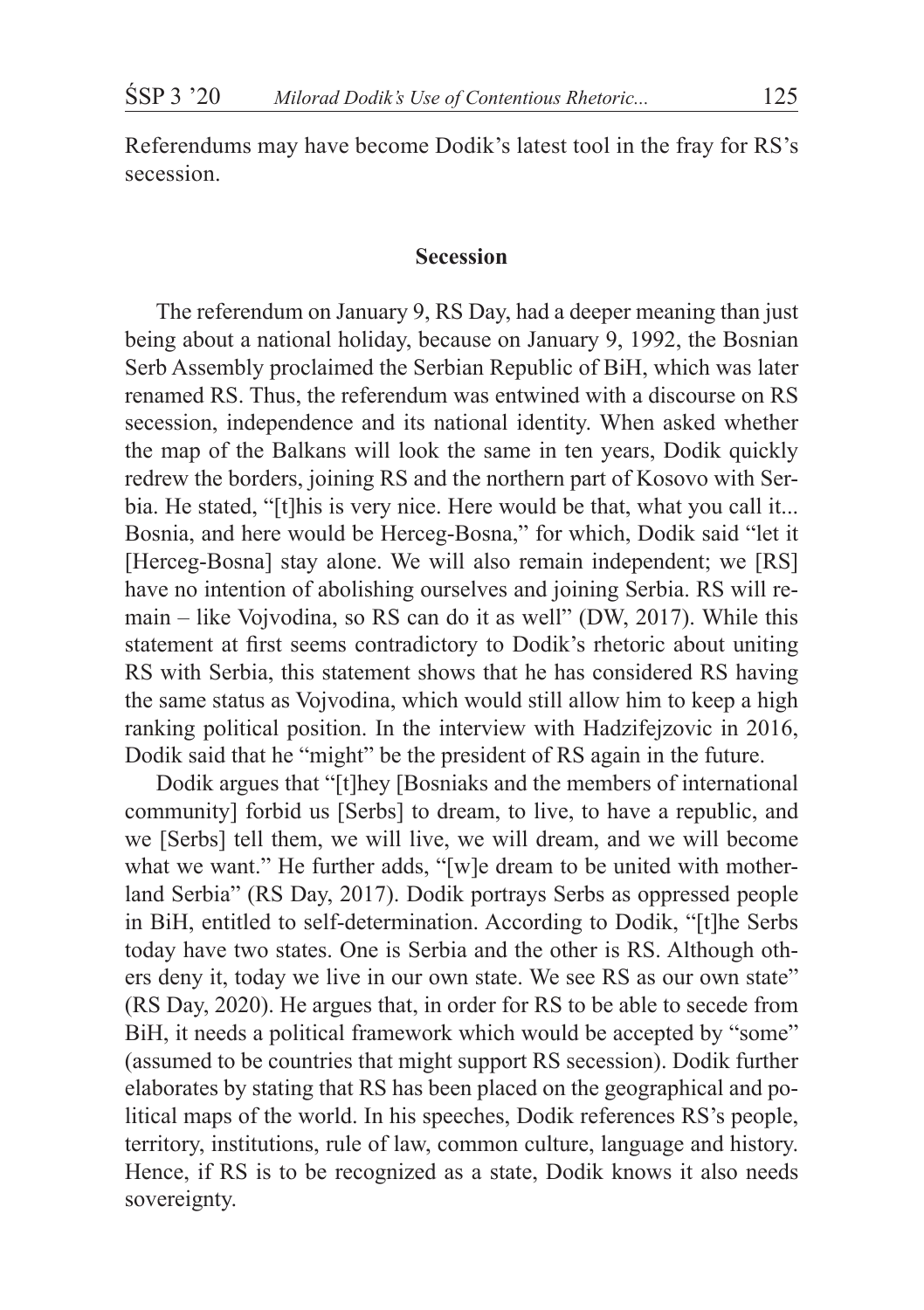Referendums may have become Dodik's latest tool in the fray for RS's secession.

## Secession

The referendum on January 9, RS Day, had a deeper meaning than just being about a national holiday, because on January 9, 1992, the Bosnian Serb Assembly proclaimed the Serbian Republic of BiH, which was later renamed RS. Thus, the referendum was entwined with a discourse on RS secession, independence and its national identity. When asked whether the map of the Balkans will look the same in ten years, Dodik quickly redrew the borders, joining RS and the northern part of Kosovo with Serbia. He stated, "[t]his is very nice. Here would be that, what you call it... Bosnia, and here would be Herceg-Bosna," for which, Dodik said "let it [Herceg-Bosna] stay alone. We will also remain independent; we [RS] have no intention of abolishing ourselves and joining Serbia. RS will remain – like Vojvodina, so RS can do it as well" (DW, 2017). While this statement at first seems contradictory to Dodik's rhetoric about uniting RS with Serbia, this statement shows that he has considered RS having the same status as Vojvodina, which would still allow him to keep a high ranking political position. In the interview with Hadzifejzovic in 2016, Dodik said that he "might" be the president of RS again in the future.

Dodik argues that "[t]hey [Bosniaks and the members of international community] forbid us [Serbs] to dream, to live, to have a republic, and we [Serbs] tell them, we will live, we will dream, and we will become what we want." He further adds, "[w]e dream to be united with motherland Serbia" (RS Day, 2017). Dodik portrays Serbs as oppressed people in BiH, entitled to self-determination. According to Dodik, "[t]he Serbs today have two states. One is Serbia and the other is RS. Although others deny it, today we live in our own state. We see RS as our own state" (RS Day, 2020). He argues that, in order for RS to be able to secede from BiH, it needs a political framework which would be accepted by "some" (assumed to be countries that might support RS secession). Dodik further elaborates by stating that RS has been placed on the geographical and political maps of the world. In his speeches, Dodik references RS's people, territory, institutions, rule of law, common culture, language and history. Hence, if RS is to be recognized as a state, Dodik knows it also needs sovereignty.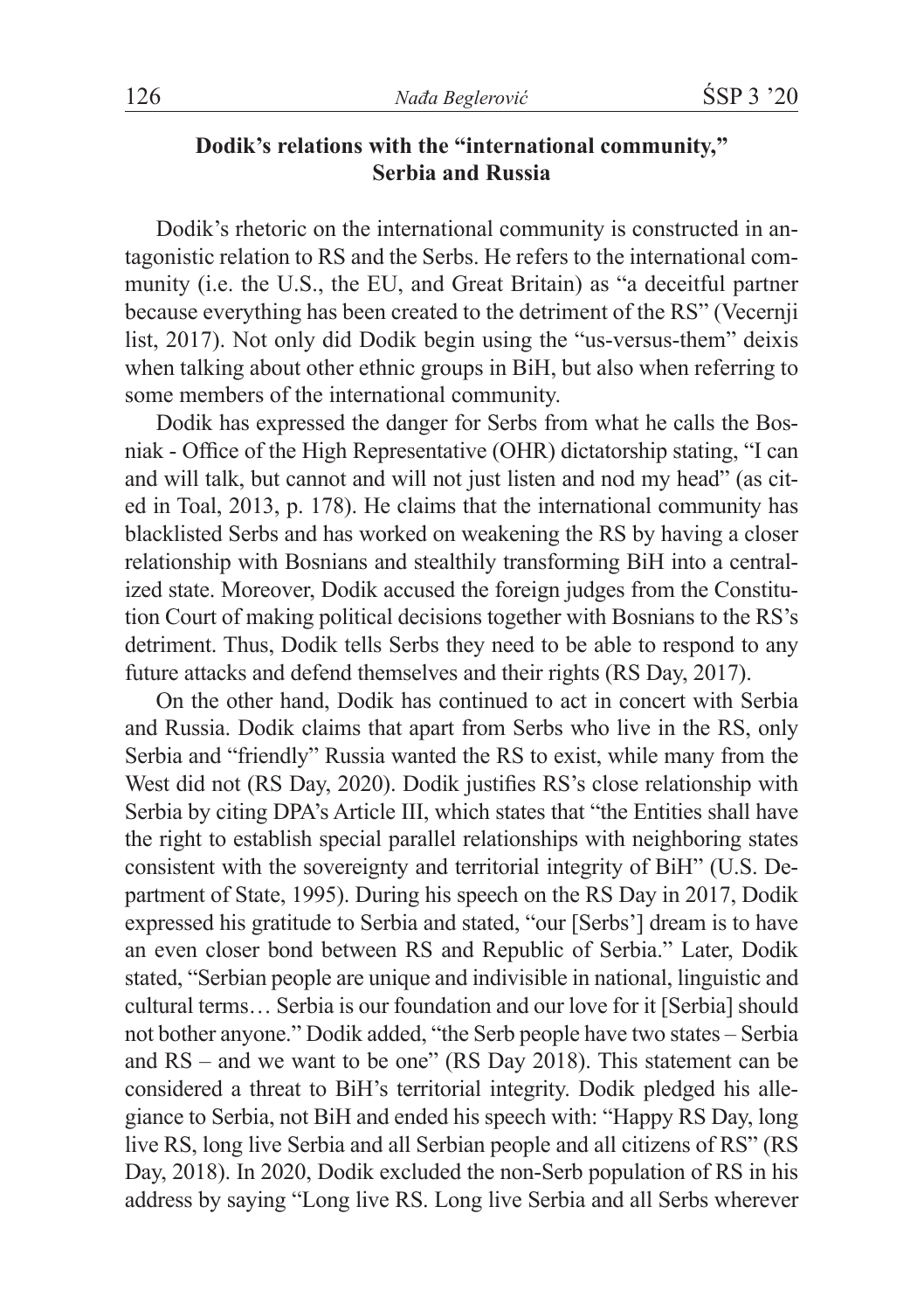### Dodik's relations with the "international community," Serbia and Russia

Dodik's rhetoric on the international community is constructed in antagonistic relation to RS and the Serbs. He refers to the international community (i.e. the U.S., the EU, and Great Britain) as "a deceitful partner because everything has been created to the detriment of the RS" (Vecernji list, 2017). Not only did Dodik begin using the "us-versus-them" deixis when talking about other ethnic groups in BiH, but also when referring to some members of the international community.

Dodik has expressed the danger for Serbs from what he calls the Bosniak - Office of the High Representative (OHR) dictatorship stating, "I can and will talk, but cannot and will not just listen and nod my head" (as cited in Toal, 2013, p. 178). He claims that the international community has blacklisted Serbs and has worked on weakening the RS by having a closer relationship with Bosnians and stealthily transforming BiH into a centralized state. Moreover, Dodik accused the foreign judges from the Constitution Court of making political decisions together with Bosnians to the RS's detriment. Thus, Dodik tells Serbs they need to be able to respond to any future attacks and defend themselves and their rights (RS Day, 2017).

On the other hand, Dodik has continued to act in concert with Serbia and Russia. Dodik claims that apart from Serbs who live in the RS, only Serbia and "friendly" Russia wanted the RS to exist, while many from the West did not (RS Day, 2020). Dodik justifies RS's close relationship with Serbia by citing DPA's Article III, which states that "the Entities shall have the right to establish special parallel relationships with neighboring states consistent with the sovereignty and territorial integrity of BiH" (U.S. Department of State, 1995). During his speech on the RS Day in 2017, Dodik expressed his gratitude to Serbia and stated, "our [Serbs'] dream is to have an even closer bond between RS and Republic of Serbia." Later, Dodik stated, "Serbian people are unique and indivisible in national, linguistic and cultural terms… Serbia is our foundation and our love for it [Serbia] should not bother anyone." Dodik added, "the Serb people have two states – Serbia and RS – and we want to be one" (RS Day 2018). This statement can be considered a threat to BiH's territorial integrity. Dodik pledged his allegiance to Serbia, not BiH and ended his speech with: "Happy RS Day, long live RS, long live Serbia and all Serbian people and all citizens of RS" (RS Day, 2018). In 2020, Dodik excluded the non-Serb population of RS in his address by saying "Long live RS. Long live Serbia and all Serbs wherever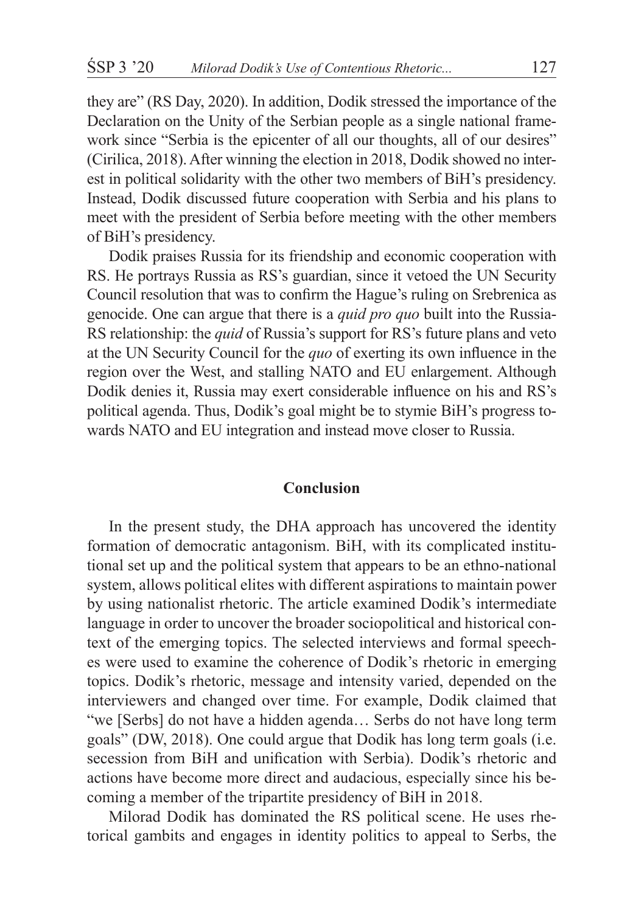they are" (RS Day, 2020). In addition, Dodik stressed the importance of the Declaration on the Unity of the Serbian people as a single national framework since "Serbia is the epicenter of all our thoughts, all of our desires" (Cirilica, 2018). After winning the election in 2018, Dodik showed no interest in political solidarity with the other two members of BiH's presidency. Instead, Dodik discussed future cooperation with Serbia and his plans to meet with the president of Serbia before meeting with the other members of BiH's presidency.

Dodik praises Russia for its friendship and economic cooperation with RS. He portrays Russia as RS's guardian, since it vetoed the UN Security Council resolution that was to confirm the Hague's ruling on Srebrenica as genocide. One can argue that there is a *quid pro quo* built into the Russia-RS relationship: the *quid* of Russia's support for RS's future plans and veto at the UN Security Council for the *quo* of exerting its own influence in the region over the West, and stalling NATO and EU enlargement. Although Dodik denies it, Russia may exert considerable influence on his and RS's political agenda. Thus, Dodik's goal might be to stymie BiH's progress towards NATO and EU integration and instead move closer to Russia.

## Conclusion

In the present study, the DHA approach has uncovered the identity formation of democratic antagonism. BiH, with its complicated institutional set up and the political system that appears to be an ethno-national system, allows political elites with different aspirations to maintain power by using nationalist rhetoric. The article examined Dodik's intermediate language in order to uncover the broader sociopolitical and historical context of the emerging topics. The selected interviews and formal speeches were used to examine the coherence of Dodik's rhetoric in emerging topics. Dodik's rhetoric, message and intensity varied, depended on the interviewers and changed over time. For example, Dodik claimed that "we [Serbs] do not have a hidden agenda… Serbs do not have long term goals" (DW, 2018). One could argue that Dodik has long term goals (i.e. secession from BiH and unification with Serbia). Dodik's rhetoric and actions have become more direct and audacious, especially since his becoming a member of the tripartite presidency of BiH in 2018.

Milorad Dodik has dominated the RS political scene. He uses rhetorical gambits and engages in identity politics to appeal to Serbs, the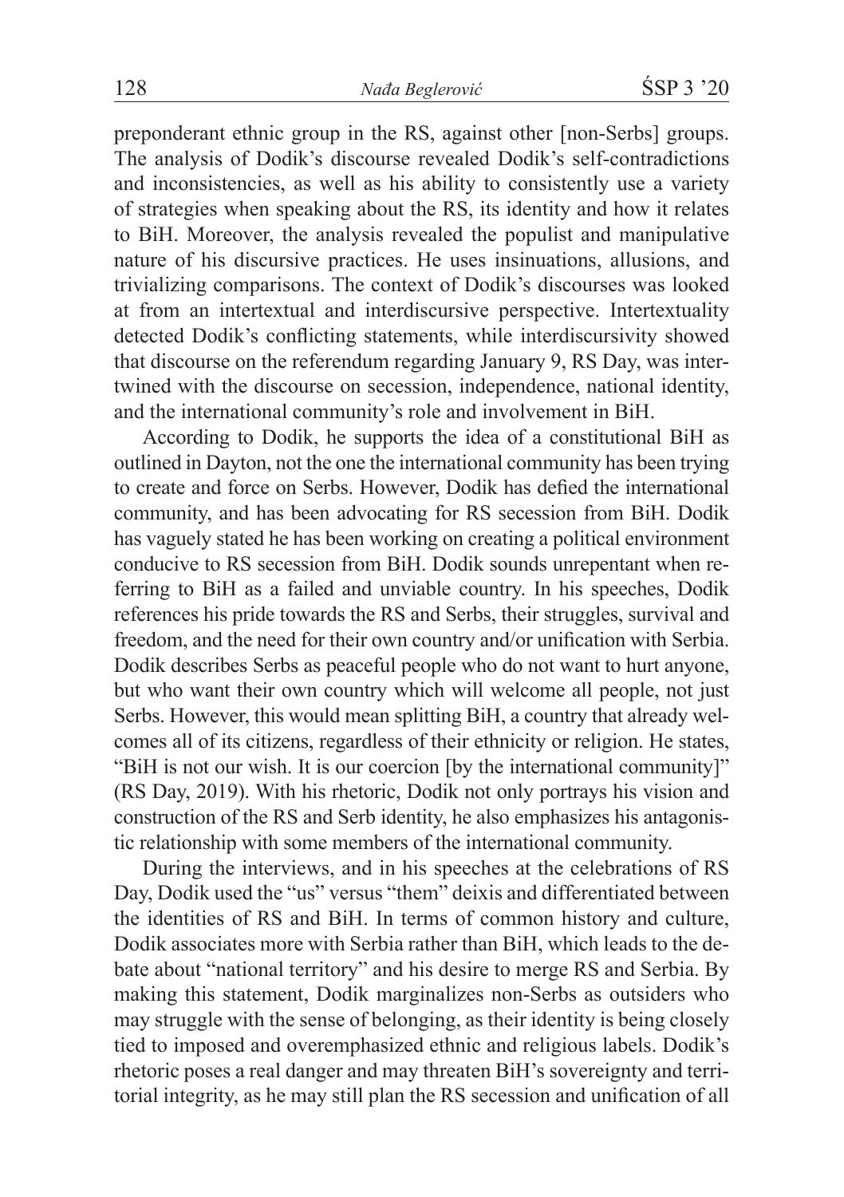preponderant ethnic group in the RS, against other [non-Serbs] groups. The analysis of Dodik's discourse revealed Dodik's self-contradictions and inconsistencies, as well as his ability to consistently use a variety of strategies when speaking about the RS, its identity and how it relates to BiH. Moreover, the analysis revealed the populist and manipulative nature of his discursive practices. He uses insinuations, allusions, and trivializing comparisons. The context of Dodik's discourses was looked at from an intertextual and interdiscursive perspective. Intertextuality detected Dodik's conflicting statements, while interdiscursivity showed that discourse on the referendum regarding January 9, RS Day, was intertwined with the discourse on secession, independence, national identity, and the international community's role and involvement in BiH.

According to Dodik, he supports the idea of a constitutional BiH as outlined in Dayton, not the one the international community has been trying to create and force on Serbs. However, Dodik has defied the international community, and has been advocating for RS secession from BiH. Dodik has vaguely stated he has been working on creating a political environment conducive to RS secession from BiH. Dodik sounds unrepentant when referring to BiH as a failed and unviable country. In his speeches, Dodik references his pride towards the RS and Serbs, their struggles, survival and freedom, and the need for their own country and/or unification with Serbia. Dodik describes Serbs as peaceful people who do not want to hurt anyone, but who want their own country which will welcome all people, not just Serbs. However, this would mean splitting BiH, a country that already welcomes all of its citizens, regardless of their ethnicity or religion. He states, "BiH is not our wish. It is our coercion [by the international community]" (RS Day, 2019). With his rhetoric, Dodik not only portrays his vision and construction of the RS and Serb identity, he also emphasizes his antagonistic relationship with some members of the international community.

During the interviews, and in his speeches at the celebrations of RS Day, Dodik used the "us" versus "them" deixis and differentiated between the identities of RS and BiH. In terms of common history and culture, Dodik associates more with Serbia rather than BiH, which leads to the debate about "national territory" and his desire to merge RS and Serbia. By making this statement, Dodik marginalizes non-Serbs as outsiders who may struggle with the sense of belonging, as their identity is being closely tied to imposed and overemphasized ethnic and religious labels. Dodik's rhetoric poses a real danger and may threaten BiH's sovereignty and territorial integrity, as he may still plan the RS secession and unification of all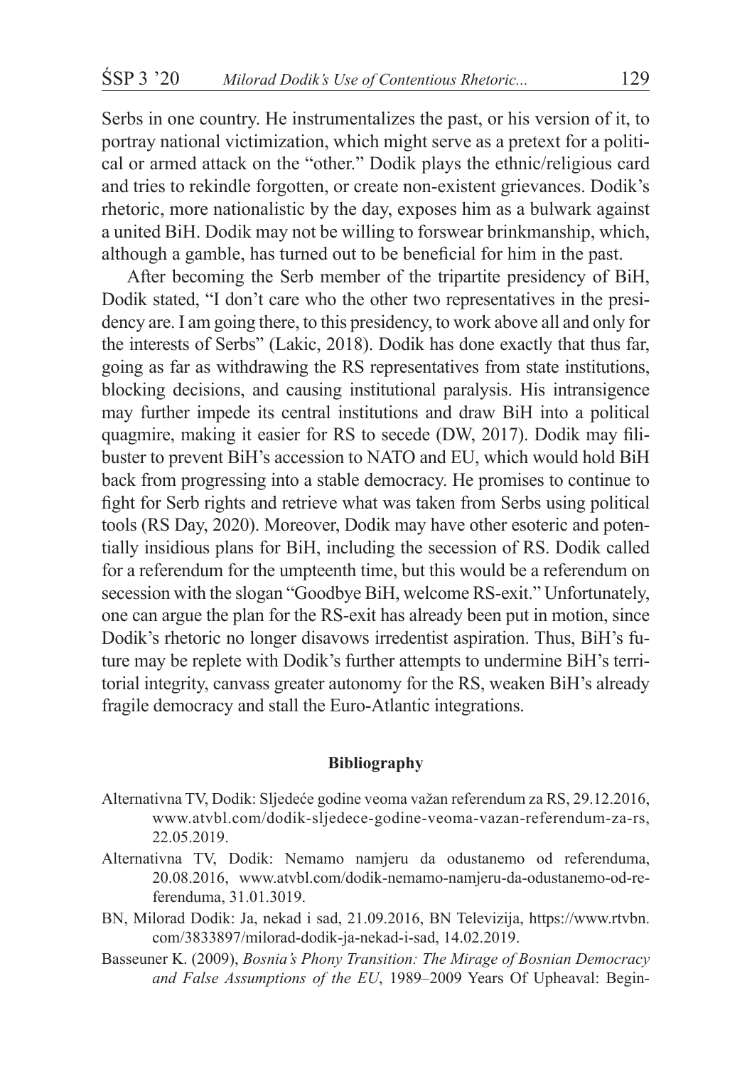Serbs in one country. He instrumentalizes the past, or his version of it, to portray national victimization, which might serve as a pretext for a political or armed attack on the "other." Dodik plays the ethnic/religious card and tries to rekindle forgotten, or create non-existent grievances. Dodik's rhetoric, more nationalistic by the day, exposes him as a bulwark against a united BiH. Dodik may not be willing to forswear brinkmanship, which, although a gamble, has turned out to be beneficial for him in the past.

After becoming the Serb member of the tripartite presidency of BiH, Dodik stated, "I don't care who the other two representatives in the presidency are. I am going there, to this presidency, to work above all and only for the interests of Serbs" (Lakic, 2018). Dodik has done exactly that thus far, going as far as withdrawing the RS representatives from state institutions, blocking decisions, and causing institutional paralysis. His intransigence may further impede its central institutions and draw BiH into a political quagmire, making it easier for RS to secede (DW, 2017). Dodik may filibuster to prevent BiH's accession to NATO and EU, which would hold BiH back from progressing into a stable democracy. He promises to continue to fight for Serb rights and retrieve what was taken from Serbs using political tools (RS Day, 2020). Moreover, Dodik may have other esoteric and potentially insidious plans for BiH, including the secession of RS. Dodik called for a referendum for the umpteenth time, but this would be a referendum on secession with the slogan "Goodbye BiH, welcome RS-exit." Unfortunately, one can argue the plan for the RS-exit has already been put in motion, since Dodik's rhetoric no longer disavows irredentist aspiration. Thus, BiH's future may be replete with Dodik's further attempts to undermine BiH's territorial integrity, canvass greater autonomy for the RS, weaken BiH's already fragile democracy and stall the Euro-Atlantic integrations.

## Bibliography

Alternativna TV, Dodik: Sljedeće godine veoma važan referendum za RS, 29.12.2016, www.atvbl.com/dodik-sljedece-godine-veoma-vazan-referendum-za-rs, 22.05.2019.

Alternativna TV, Dodik: Nemamo namjeru da odustanemo od referenduma, 20.08.2016, www.atvbl.com/dodik-nemamo-namjeru-da-odustanemo-od-referenduma, 31.01.3019.

BN, Milorad Dodik: Ja, nekad i sad, 21.09.2016, BN Televizija, https://www.rtvbn.com/3833897/milorad-dodik-ja-nekad-i-sad, 14.02.2019.

Basseuner K. (2009), *Bosnia's Phony Transition: The Mirage of Bosnian Democracy and False Assumptions of the EU*, 1989–2009 Years Of Upheaval: Begin-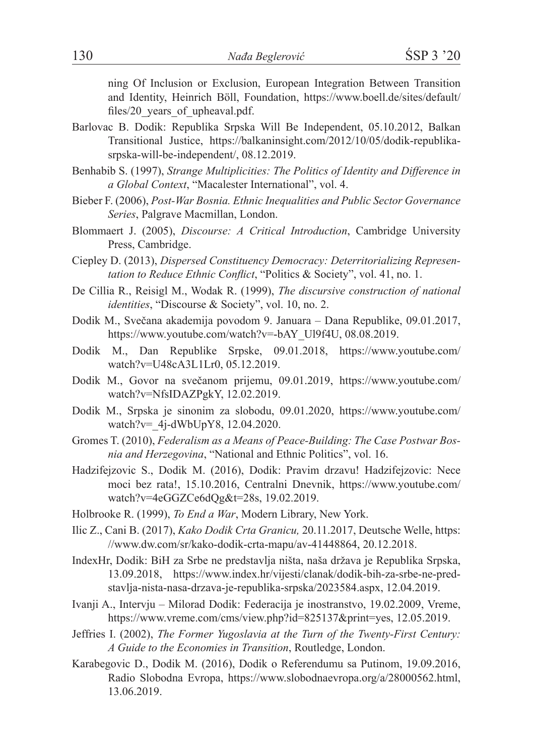ning Of Inclusion or Exclusion, European Integration Between Transition and Identity, Heinrich Böll, Foundation, https://www.boell.de/sites/default/files/20_years_of_upheaval.pdf.

Barlovac B. Dodik: Republika Srpska Will Be Independent, 05.10.2012, Balkan Transitional Justice, https://balkaninsight.com/2012/10/05/dodik-republika-srpska-will-be-independent/, 08.12.2019.

Benhabib S. (1997), *Strange Multiplicities: The Politics of Identity and Difference in a Global Context*, "Macalester International", vol. 4.

Bieber F. (2006), *Post-War Bosnia. Ethnic Inequalities and Public Sector Governance Series*, Palgrave Macmillan, London.

Blommaert J. (2005), *Discourse: A Critical Introduction*, Cambridge University Press, Cambridge.

Ciepley D. (2013), *Dispersed Constituency Democracy: Deterritorializing Representation to Reduce Ethnic Conflict*, "Politics & Society", vol. 41, no. 1.

De Cillia R., Reisigl M., Wodak R. (1999), *The discursive construction of national identities*, "Discourse & Society", vol. 10, no. 2.

Dodik M., Svečana akademija povodom 9. Januara – Dana Republike, 09.01.2017, https://www.youtube.com/watch?v=-bAY_Ul9f4U, 08.08.2019.

Dodik M., Dan Republike Srpske, 09.01.2018, https://www.youtube.com/watch?v=U48cA3L1Lr0, 05.12.2019.

Dodik M., Govor na svečanom prijemu, 09.01.2019, https://www.youtube.com/watch?v=NfsIDAZPgkY, 12.02.2019.

Dodik M., Srpska je sinonim za slobodu, 09.01.2020, https://www.youtube.com/watch?v=_4j-dWbUpY8, 12.04.2020.

Gromes T. (2010), *Federalism as a Means of Peace-Building: The Case Postwar Bosnia and Herzegovina*, "National and Ethnic Politics", vol. 16.

Hadzifejzovic S., Dodik M. (2016), Dodik: Pravim drzavu! Hadzifejzovic: Nece moci bez rata!, 15.10.2016, Centralni Dnevnik, https://www.youtube.com/watch?v=4eGGZCe6dQg&t=28s, 19.02.2019.

Holbrooke R. (1999), *To End a War*, Modern Library, New York.

Ilic Z., Cani B. (2017), *Kako Dodik Crta Granicu,* 20.11.2017, Deutsche Welle, https://www.dw.com/sr/kako-dodik-crta-mapu/av-41448864, 20.12.2018.

IndexHr, Dodik: BiH za Srbe ne predstavlja ništa, naša država je Republika Srpska, 13.09.2018, https://www.index.hr/vijesti/clanak/dodik-bih-za-srbe-ne-predstavlja-nista-nasa-drzava-je-republika-srpska/2023584.aspx, 12.04.2019.

Ivanji A., Intervju – Milorad Dodik: Federacija je inostranstvo, 19.02.2009, Vreme, https://www.vreme.com/cms/view.php?id=825137&print=yes, 12.05.2019.

Jeffries I. (2002), *The Former Yugoslavia at the Turn of the Twenty-First Century: A Guide to the Economies in Transition*, Routledge, London.

Karabegovic D., Dodik M. (2016), Dodik o Referendumu sa Putinom, 19.09.2016, Radio Slobodna Evropa, https://www.slobodnaevropa.org/a/28000562.html, 13.06.2019.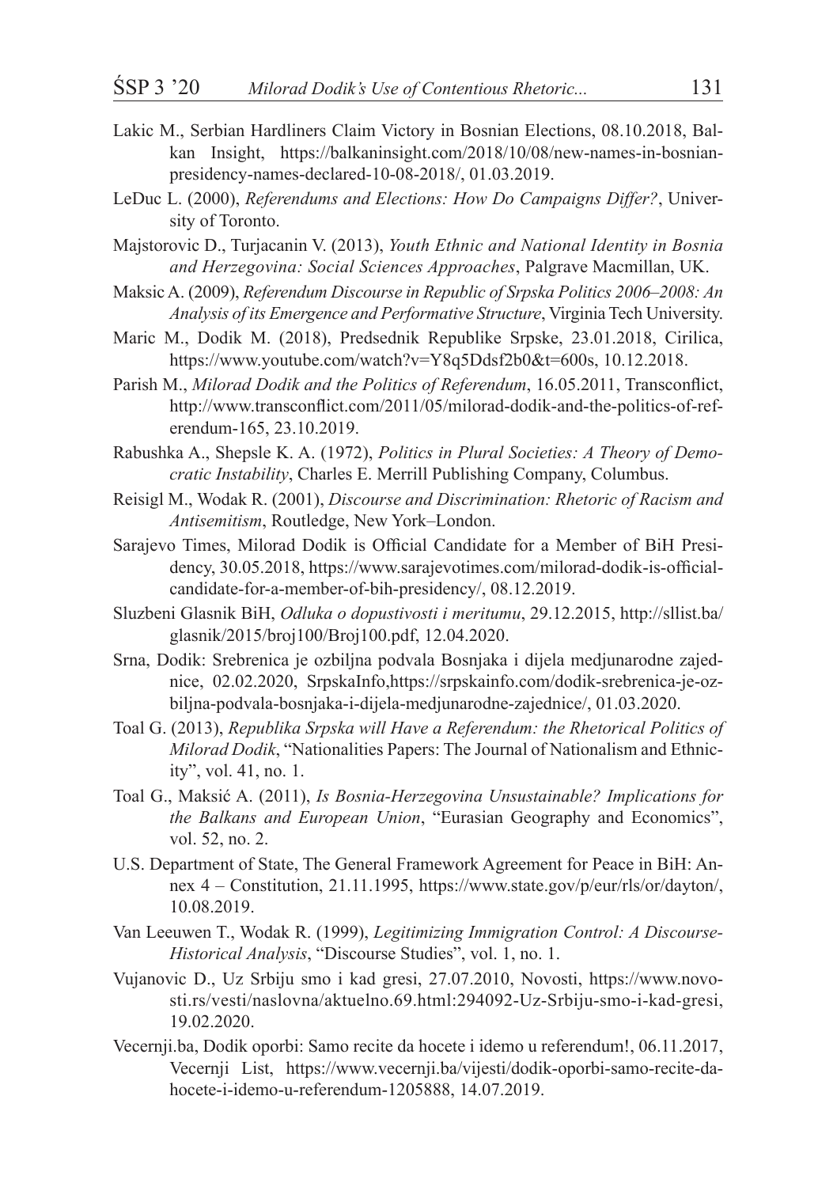Lakic M., Serbian Hardliners Claim Victory in Bosnian Elections, 08.10.2018, Balkan Insight, https://balkaninsight.com/2018/10/08/new-names-in-bosnian-presidency-names-declared-10-08-2018/, 01.03.2019.

LeDuc L. (2000), *Referendums and Elections: How Do Campaigns Differ?*, University of Toronto.

Majstorovic D., Turjacanin V. (2013), *Youth Ethnic and National Identity in Bosnia and Herzegovina: Social Sciences Approaches*, Palgrave Macmillan, UK.

Maksic A. (2009), *Referendum Discourse in Republic of Srpska Politics 2006–2008: An Analysis of its Emergence and Performative Structure*, Virginia Tech University.

Maric M., Dodik M. (2018), Predsednik Republike Srpske, 23.01.2018, Cirilica, https://www.youtube.com/watch?v=Y8q5Ddsf2b0&t=600s, 10.12.2018.

Parish M., *Milorad Dodik and the Politics of Referendum*, 16.05.2011, Transconflict, http://www.transconflict.com/2011/05/milorad-dodik-and-the-politics-of-referendum-165, 23.10.2019.

Rabushka A., Shepsle K. A. (1972), *Politics in Plural Societies: A Theory of Democratic Instability*, Charles E. Merrill Publishing Company, Columbus.

Reisigl M., Wodak R. (2001), *Discourse and Discrimination: Rhetoric of Racism and Antisemitism*, Routledge, New York–London.

Sarajevo Times, Milorad Dodik is Official Candidate for a Member of BiH Presidency, 30.05.2018, https://www.sarajevotimes.com/milorad-dodik-is-official-candidate-for-a-member-of-bih-presidency/, 08.12.2019.

Sluzbeni Glasnik BiH, *Odluka o dopustivosti i meritumu*, 29.12.2015, http://sllist.ba/glasnik/2015/broj100/Broj100.pdf, 12.04.2020.

Srna, Dodik: Srebrenica je ozbiljna podvala Bosnjaka i dijela medjunarodne zajednice, 02.02.2020, SrpskaInfo,https://srpskainfo.com/dodik-srebrenica-je-ozbiljna-podvala-bosnjaka-i-dijela-medjunarodne-zajednice/, 01.03.2020.

Toal G. (2013), *Republika Srpska will Have a Referendum: the Rhetorical Politics of Milorad Dodik*, "Nationalities Papers: The Journal of Nationalism and Ethnicity", vol. 41, no. 1.

Toal G., Maksić A. (2011), *Is Bosnia-Herzegovina Unsustainable? Implications for the Balkans and European Union*, "Eurasian Geography and Economics", vol. 52, no. 2.

U.S. Department of State, The General Framework Agreement for Peace in BiH: Annex 4 – Constitution, 21.11.1995, https://www.state.gov/p/eur/rls/or/dayton/, 10.08.2019.

Van Leeuwen T., Wodak R. (1999), *Legitimizing Immigration Control: A Discourse-Historical Analysis*, "Discourse Studies", vol. 1, no. 1.

Vujanovic D., Uz Srbiju smo i kad gresi, 27.07.2010, Novosti, https://www.novosti.rs/vesti/naslovna/aktuelno.69.html:294092-Uz-Srbiju-smo-i-kad-gresi, 19.02.2020.

Vecernji.ba, Dodik oporbi: Samo recite da hocete i idemo u referendum!, 06.11.2017, Vecernji List, https://www.vecernji.ba/vijesti/dodik-oporbi-samo-recite-da-hocete-i-idemo-u-referendum-1205888, 14.07.2019.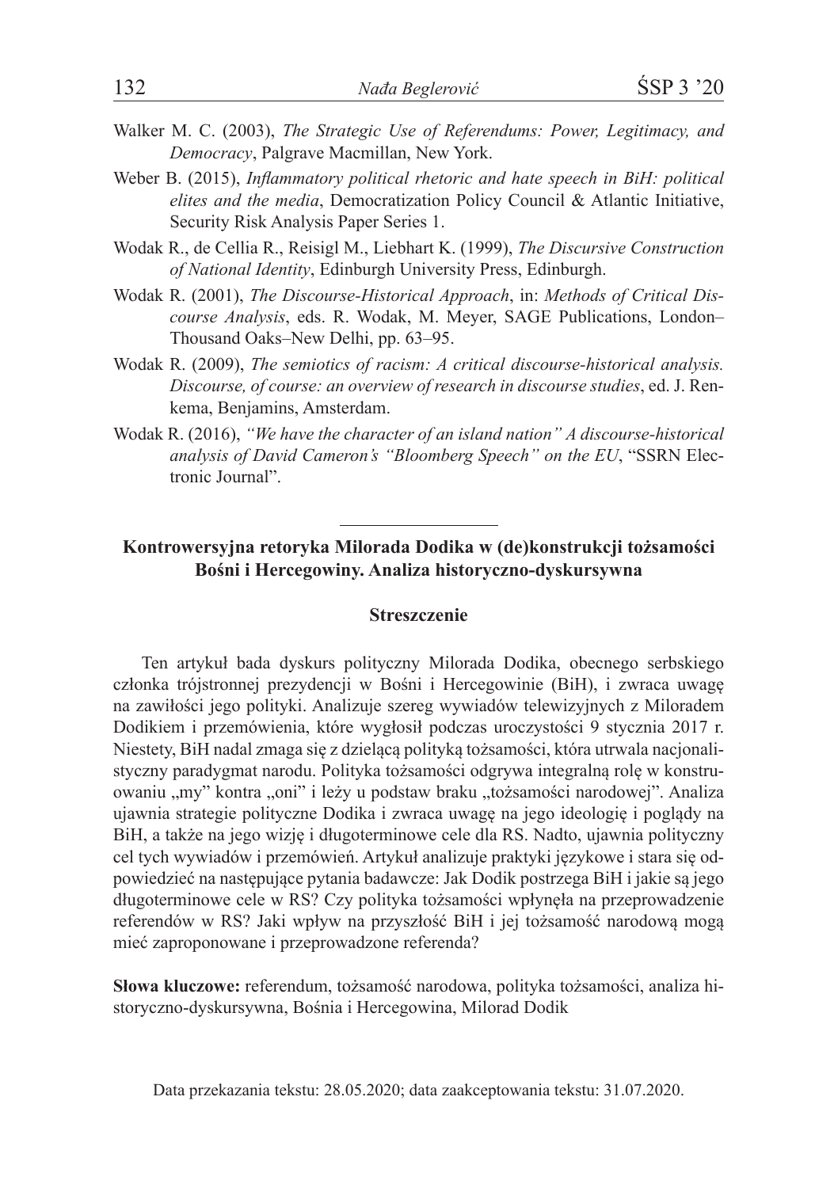Walker M. C. (2003), *The Strategic Use of Referendums: Power, Legitimacy, and Democracy*, Palgrave Macmillan, New York.

Weber B. (2015), *Inflammatory political rhetoric and hate speech in BiH: political elites and the media*, Democratization Policy Council & Atlantic Initiative, Security Risk Analysis Paper Series 1.

Wodak R., de Cellia R., Reisigl M., Liebhart K. (1999), *The Discursive Construction of National Identity*, Edinburgh University Press, Edinburgh.

Wodak R. (2001), *The Discourse-Historical Approach*, in: *Methods of Critical Discourse Analysis*, eds. R. Wodak, M. Meyer, SAGE Publications, London–Thousand Oaks–New Delhi, pp. 63–95.

Wodak R. (2009), *The semiotics of racism: A critical discourse-historical analysis. Discourse, of course: an overview of research in discourse studies*, ed. J. Renkema, Benjamins, Amsterdam.

Wodak R. (2016), *"We have the character of an island nation" A discourse-historical analysis of David Cameron's "Bloomberg Speech" on the EU*, "SSRN Electronic Journal".

---

**Kontrowersyjna retoryka Milorada Dodika w (de)konstrukcji tożsamości Bośni i Hercegowiny. Analiza historyczno-dyskursywna**

**Streszczenie**

Ten artykuł bada dyskurs polityczny Milorada Dodika, obecnego serbskiego członka trójstronnej prezydencji w Bośni i Hercegowinie (BiH), i zwraca uwagę na zawiłości jego polityki. Analizuje szereg wywiadów telewizyjnych z Miloradem Dodikiem i przemówienia, które wygłosił podczas uroczystości 9 stycznia 2017 r. Niestety, BiH nadal zmaga się z dzielącą polityką tożsamości, która utrwala nacjonalistyczny paradygmat narodu. Polityka tożsamości odgrywa integralną rolę w konstruowaniu „my" kontra „oni" i leży u podstaw braku „tożsamości narodowej". Analiza ujawnia strategie polityczne Dodika i zwraca uwagę na jego ideologię i poglądy na BiH, a także na jego wizję i długoterminowe cele dla RS. Nadto, ujawnia polityczny cel tych wywiadów i przemówień. Artykuł analizuje praktyki językowe i stara się odpowiedzieć na następujące pytania badawcze: Jak Dodik postrzega BiH i jakie są jego długoterminowe cele w RS? Czy polityka tożsamości wpłynęła na przeprowadzenie referendów w RS? Jaki wpływ na przyszłość BiH i jej tożsamość narodową mogą mieć zaproponowane i przeprowadzone referenda?

**Słowa kluczowe:** referendum, tożsamość narodowa, polityka tożsamości, analiza historyczno-dyskursywna, Bośnia i Hercegowina, Milorad Dodik

Data przekazania tekstu: 28.05.2020; data zaakceptowania tekstu: 31.07.2020.